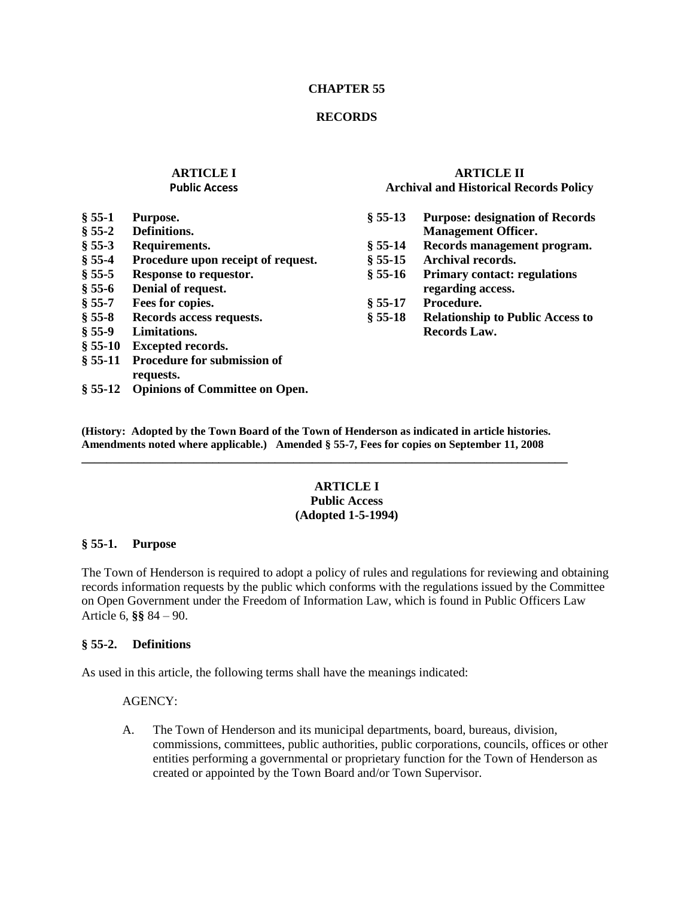# CHAPTER 55

# RECORDS

**ARTICLE I**
**Public Access**

- **§ 55-1 Purpose.**
- **§ 55-2 Definitions.**
- **§ 55-3 Requirements.**
- **§ 55-4 Procedure upon receipt of request.**
- **§ 55-5 Response to requestor.**
- **§ 55-6 Denial of request.**
- **§ 55-7 Fees for copies.**
- **§ 55-8 Records access requests.**
- **§ 55-9 Limitations.**
- **§ 55-10 Excepted records.**
- **§ 55-11 Procedure for submission of requests.**
- **§ 55-12 Opinions of Committee on Open.**

**ARTICLE II**
**Archival and Historical Records Policy**

- **§ 55-13 Purpose: designation of Records Management Officer.**
- **§ 55-14 Records management program.**
- **§ 55-15 Archival records.**
- **§ 55-16 Primary contact: regulations regarding access.**
- **§ 55-17 Procedure.**
- **§ 55-18 Relationship to Public Access to Records Law.**

**(History: Adopted by the Town Board of the Town of Henderson as indicated in article histories. Amendments noted where applicable.) Amended § 55-7, Fees for copies on September 11, 2008**

---

## ARTICLE I
## Public Access
## (Adopted 1-5-1994)

### § 55-1. Purpose

The Town of Henderson is required to adopt a policy of rules and regulations for reviewing and obtaining records information requests by the public which conforms with the regulations issued by the Committee on Open Government under the Freedom of Information Law, which is found in Public Officers Law Article 6, **§§** 84 – 90.

### § 55-2. Definitions

As used in this article, the following terms shall have the meanings indicated:

AGENCY:

A. The Town of Henderson and its municipal departments, board, bureaus, division, commissions, committees, public authorities, public corporations, councils, offices or other entities performing a governmental or proprietary function for the Town of Henderson as created or appointed by the Town Board and/or Town Supervisor.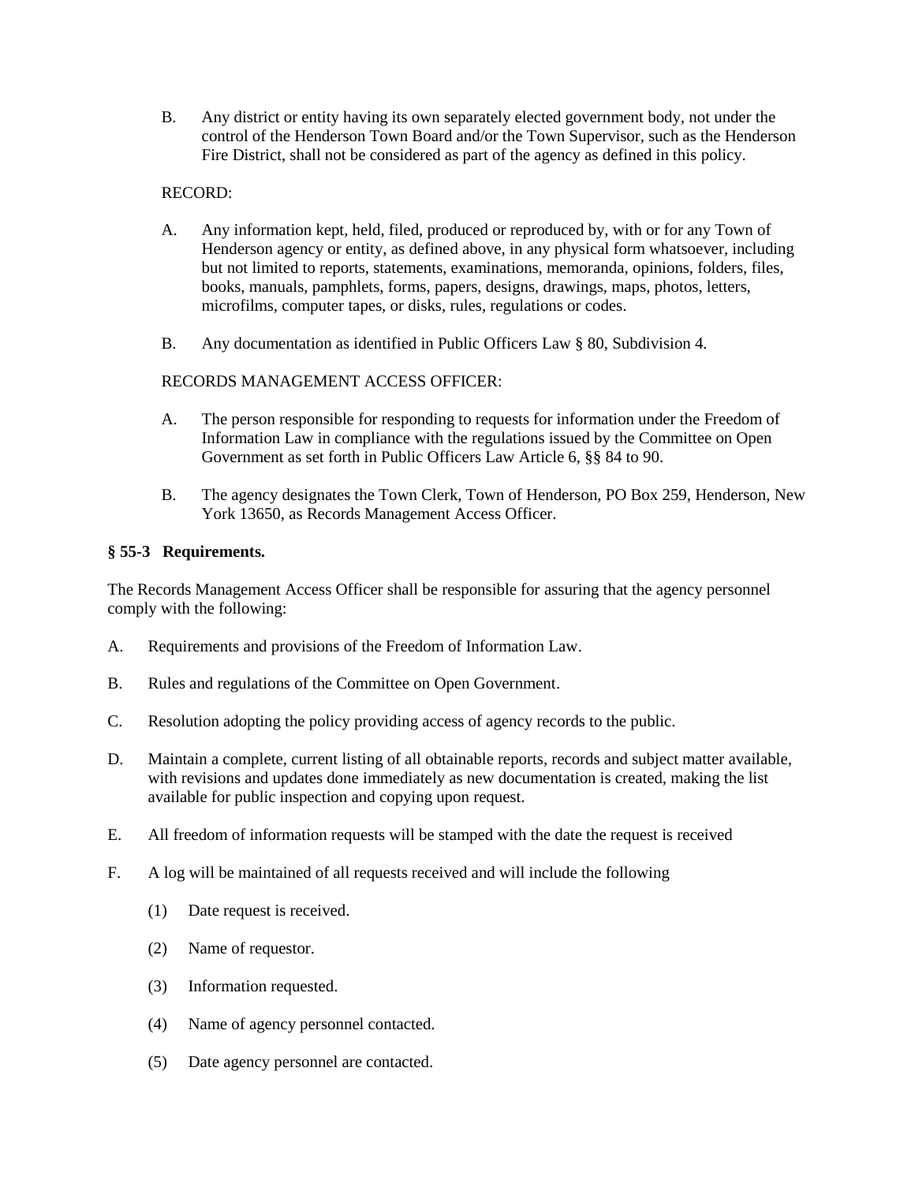B. Any district or entity having its own separately elected government body, not under the control of the Henderson Town Board and/or the Town Supervisor, such as the Henderson Fire District, shall not be considered as part of the agency as defined in this policy.

RECORD:

A. Any information kept, held, filed, produced or reproduced by, with or for any Town of Henderson agency or entity, as defined above, in any physical form whatsoever, including but not limited to reports, statements, examinations, memoranda, opinions, folders, files, books, manuals, pamphlets, forms, papers, designs, drawings, maps, photos, letters, microfilms, computer tapes, or disks, rules, regulations or codes.

B. Any documentation as identified in Public Officers Law § 80, Subdivision 4.

RECORDS MANAGEMENT ACCESS OFFICER:

A. The person responsible for responding to requests for information under the Freedom of Information Law in compliance with the regulations issued by the Committee on Open Government as set forth in Public Officers Law Article 6, §§ 84 to 90.

B. The agency designates the Town Clerk, Town of Henderson, PO Box 259, Henderson, New York 13650, as Records Management Access Officer.

**§ 55-3 Requirements.**

The Records Management Access Officer shall be responsible for assuring that the agency personnel comply with the following:

A. Requirements and provisions of the Freedom of Information Law.

B. Rules and regulations of the Committee on Open Government.

C. Resolution adopting the policy providing access of agency records to the public.

D. Maintain a complete, current listing of all obtainable reports, records and subject matter available, with revisions and updates done immediately as new documentation is created, making the list available for public inspection and copying upon request.

E. All freedom of information requests will be stamped with the date the request is received

F. A log will be maintained of all requests received and will include the following

   (1) Date request is received.

   (2) Name of requestor.

   (3) Information requested.

   (4) Name of agency personnel contacted.

   (5) Date agency personnel are contacted.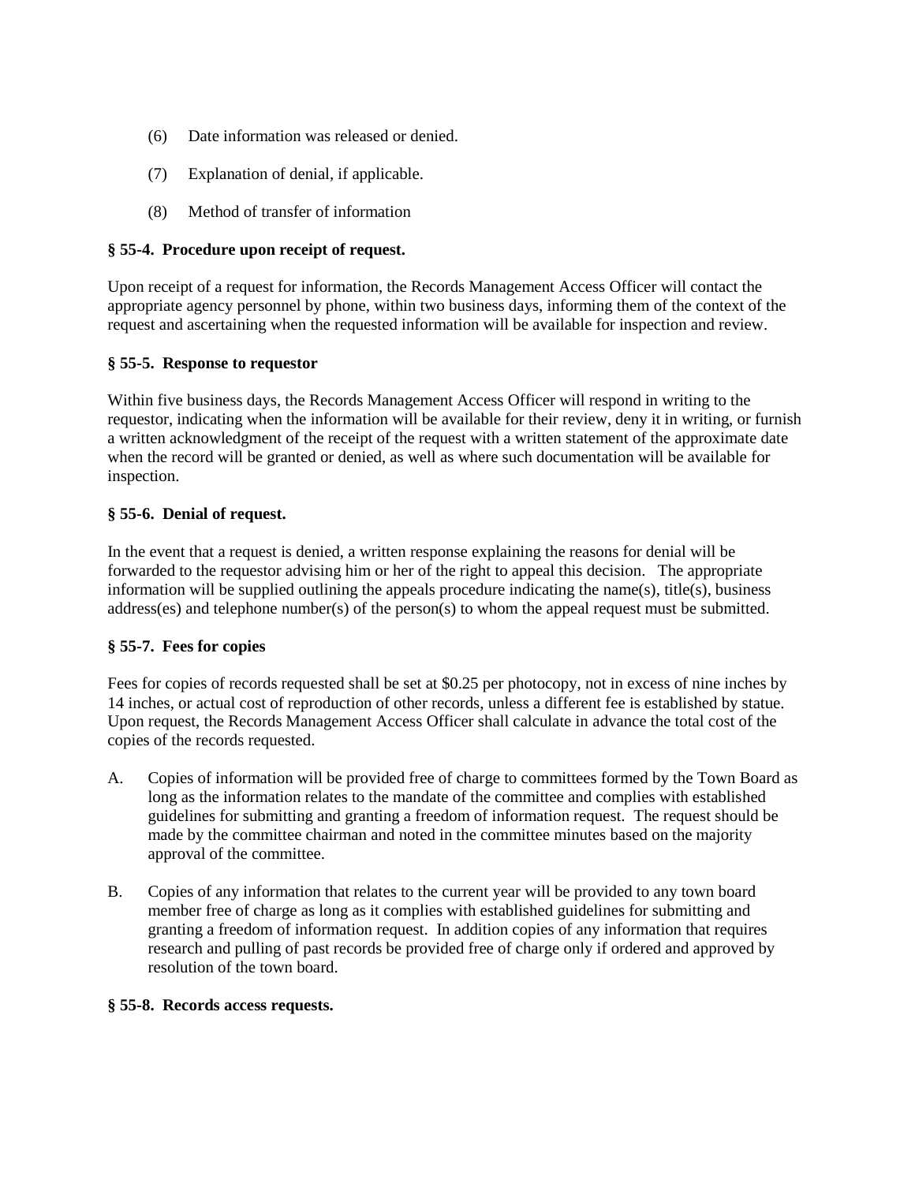(6) Date information was released or denied.

(7) Explanation of denial, if applicable.

(8) Method of transfer of information

**§ 55-4. Procedure upon receipt of request.**

Upon receipt of a request for information, the Records Management Access Officer will contact the appropriate agency personnel by phone, within two business days, informing them of the context of the request and ascertaining when the requested information will be available for inspection and review.

**§ 55-5. Response to requestor**

Within five business days, the Records Management Access Officer will respond in writing to the requestor, indicating when the information will be available for their review, deny it in writing, or furnish a written acknowledgment of the receipt of the request with a written statement of the approximate date when the record will be granted or denied, as well as where such documentation will be available for inspection.

**§ 55-6. Denial of request.**

In the event that a request is denied, a written response explaining the reasons for denial will be forwarded to the requestor advising him or her of the right to appeal this decision. The appropriate information will be supplied outlining the appeals procedure indicating the name(s), title(s), business address(es) and telephone number(s) of the person(s) to whom the appeal request must be submitted.

**§ 55-7. Fees for copies**

Fees for copies of records requested shall be set at $0.25 per photocopy, not in excess of nine inches by 14 inches, or actual cost of reproduction of other records, unless a different fee is established by statue. Upon request, the Records Management Access Officer shall calculate in advance the total cost of the copies of the records requested.

A. Copies of information will be provided free of charge to committees formed by the Town Board as long as the information relates to the mandate of the committee and complies with established guidelines for submitting and granting a freedom of information request. The request should be made by the committee chairman and noted in the committee minutes based on the majority approval of the committee.

B. Copies of any information that relates to the current year will be provided to any town board member free of charge as long as it complies with established guidelines for submitting and granting a freedom of information request. In addition copies of any information that requires research and pulling of past records be provided free of charge only if ordered and approved by resolution of the town board.

**§ 55-8. Records access requests.**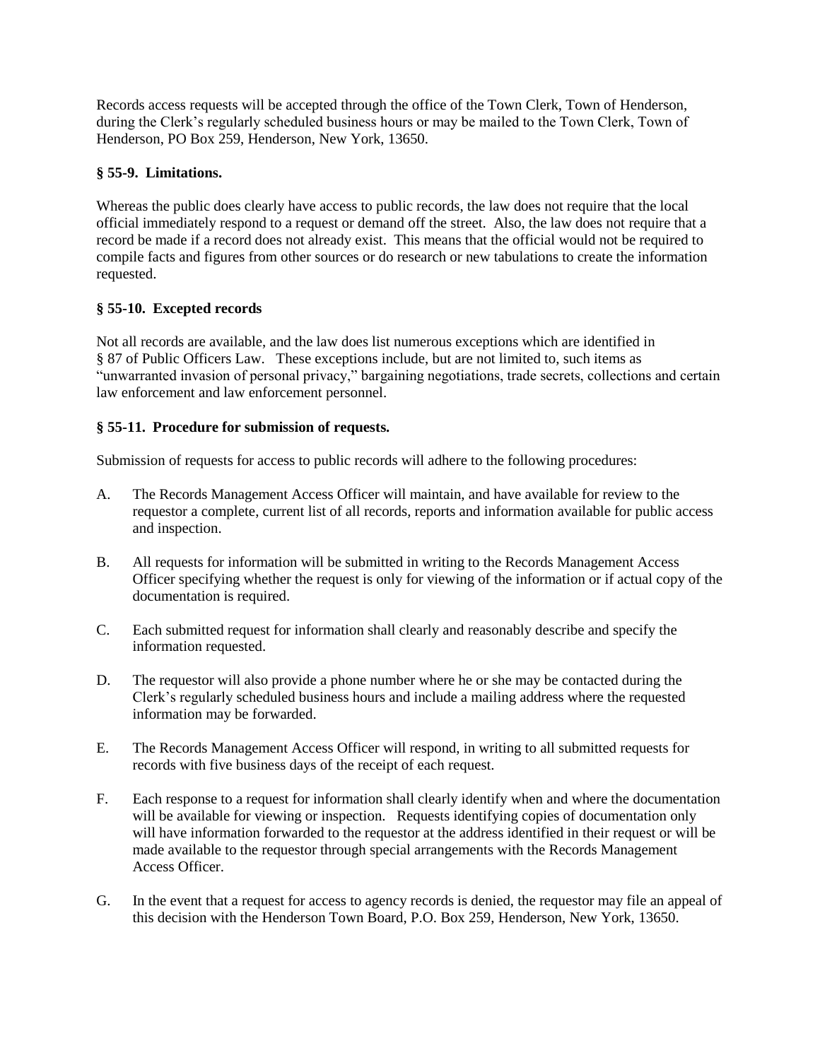Records access requests will be accepted through the office of the Town Clerk, Town of Henderson, during the Clerk's regularly scheduled business hours or may be mailed to the Town Clerk, Town of Henderson, PO Box 259, Henderson, New York, 13650.

**§ 55-9. Limitations.**

Whereas the public does clearly have access to public records, the law does not require that the local official immediately respond to a request or demand off the street. Also, the law does not require that a record be made if a record does not already exist. This means that the official would not be required to compile facts and figures from other sources or do research or new tabulations to create the information requested.

**§ 55-10. Excepted records**

Not all records are available, and the law does list numerous exceptions which are identified in § 87 of Public Officers Law. These exceptions include, but are not limited to, such items as "unwarranted invasion of personal privacy," bargaining negotiations, trade secrets, collections and certain law enforcement and law enforcement personnel.

**§ 55-11. Procedure for submission of requests.**

Submission of requests for access to public records will adhere to the following procedures:

A. The Records Management Access Officer will maintain, and have available for review to the requestor a complete, current list of all records, reports and information available for public access and inspection.

B. All requests for information will be submitted in writing to the Records Management Access Officer specifying whether the request is only for viewing of the information or if actual copy of the documentation is required.

C. Each submitted request for information shall clearly and reasonably describe and specify the information requested.

D. The requestor will also provide a phone number where he or she may be contacted during the Clerk's regularly scheduled business hours and include a mailing address where the requested information may be forwarded.

E. The Records Management Access Officer will respond, in writing to all submitted requests for records with five business days of the receipt of each request.

F. Each response to a request for information shall clearly identify when and where the documentation will be available for viewing or inspection. Requests identifying copies of documentation only will have information forwarded to the requestor at the address identified in their request or will be made available to the requestor through special arrangements with the Records Management Access Officer.

G. In the event that a request for access to agency records is denied, the requestor may file an appeal of this decision with the Henderson Town Board, P.O. Box 259, Henderson, New York, 13650.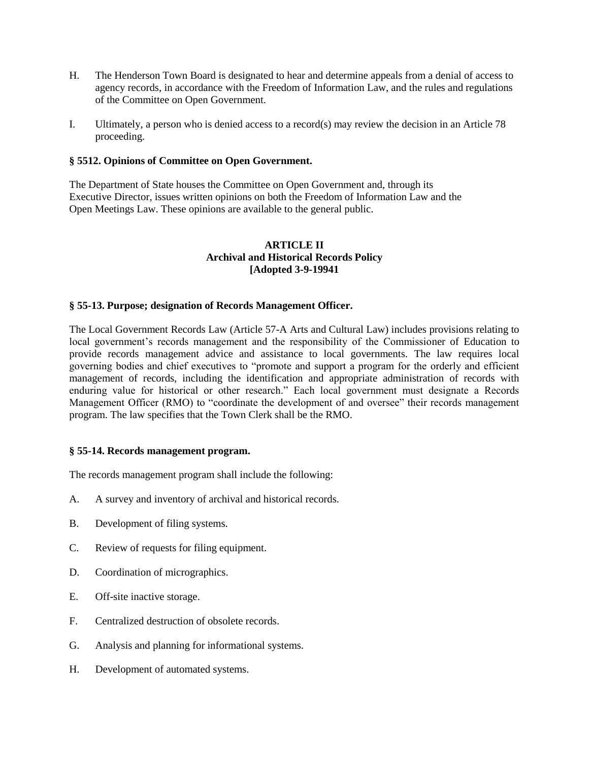H. The Henderson Town Board is designated to hear and determine appeals from a denial of access to agency records, in accordance with the Freedom of Information Law, and the rules and regulations of the Committee on Open Government.

I. Ultimately, a person who is denied access to a record(s) may review the decision in an Article 78 proceeding.

**§ 5512. Opinions of Committee on Open Government.**

The Department of State houses the Committee on Open Government and, through its Executive Director, issues written opinions on both the Freedom of Information Law and the Open Meetings Law. These opinions are available to the general public.

**ARTICLE II**
**Archival and Historical Records Policy**
**[Adopted 3-9-19941**

**§ 55-13. Purpose; designation of Records Management Officer.**

The Local Government Records Law (Article 57-A Arts and Cultural Law) includes provisions relating to local government's records management and the responsibility of the Commissioner of Education to provide records management advice and assistance to local governments. The law requires local governing bodies and chief executives to "promote and support a program for the orderly and efficient management of records, including the identification and appropriate administration of records with enduring value for historical or other research." Each local government must designate a Records Management Officer (RMO) to "coordinate the development of and oversee" their records management program. The law specifies that the Town Clerk shall be the RMO.

**§ 55-14. Records management program.**

The records management program shall include the following:

A. A survey and inventory of archival and historical records.

B. Development of filing systems.

C. Review of requests for filing equipment.

D. Coordination of micrographics.

E. Off-site inactive storage.

F. Centralized destruction of obsolete records.

G. Analysis and planning for informational systems.

H. Development of automated systems.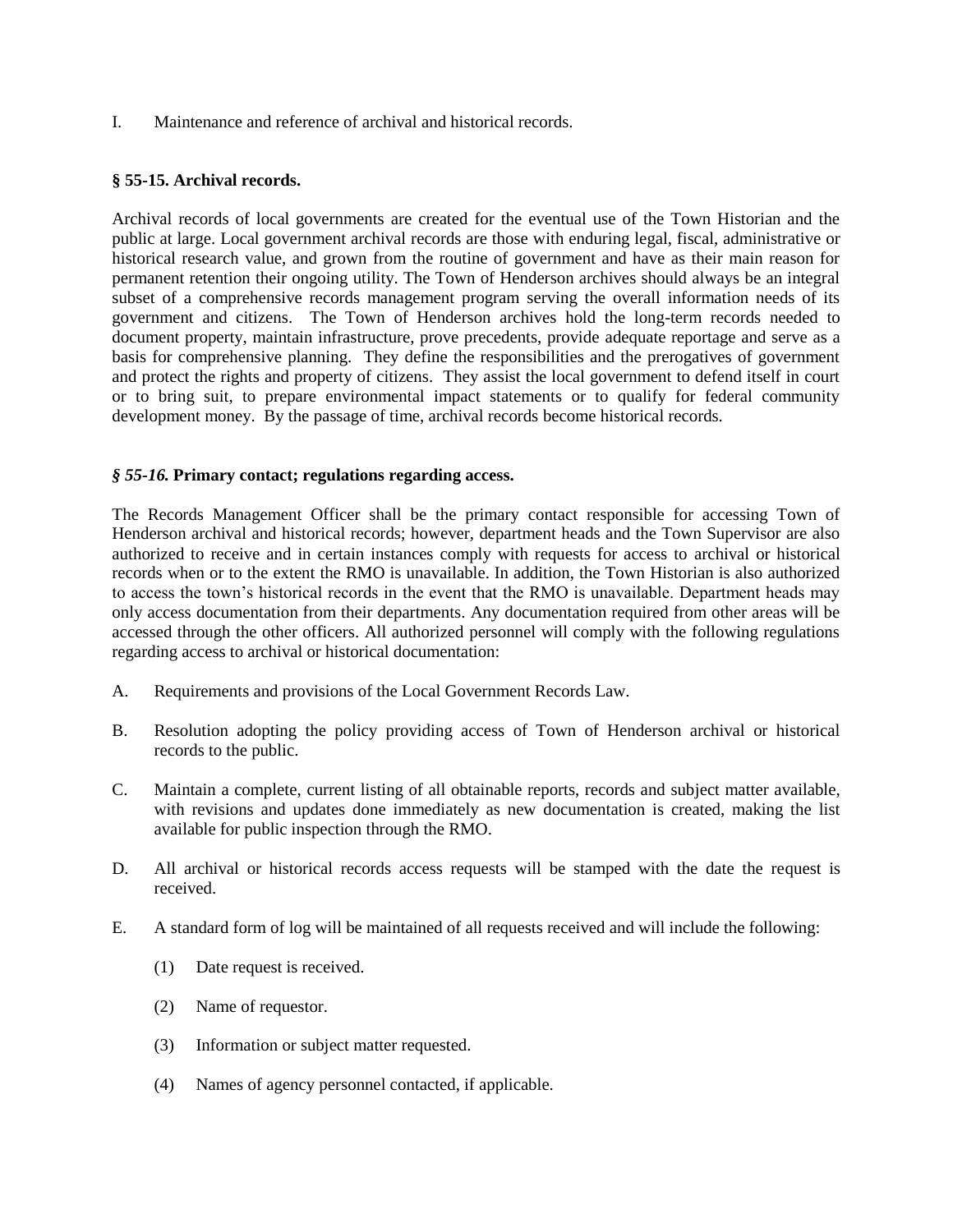I. Maintenance and reference of archival and historical records.

**§ 55-15. Archival records.**

Archival records of local governments are created for the eventual use of the Town Historian and the public at large. Local government archival records are those with enduring legal, fiscal, administrative or historical research value, and grown from the routine of government and have as their main reason for permanent retention their ongoing utility. The Town of Henderson archives should always be an integral subset of a comprehensive records management program serving the overall information needs of its government and citizens. The Town of Henderson archives hold the long-term records needed to document property, maintain infrastructure, prove precedents, provide adequate reportage and serve as a basis for comprehensive planning. They define the responsibilities and the prerogatives of government and protect the rights and property of citizens. They assist the local government to defend itself in court or to bring suit, to prepare environmental impact statements or to qualify for federal community development money. By the passage of time, archival records become historical records.

***§ 55-16.* Primary contact; regulations regarding access.**

The Records Management Officer shall be the primary contact responsible for accessing Town of Henderson archival and historical records; however, department heads and the Town Supervisor are also authorized to receive and in certain instances comply with requests for access to archival or historical records when or to the extent the RMO is unavailable. In addition, the Town Historian is also authorized to access the town's historical records in the event that the RMO is unavailable. Department heads may only access documentation from their departments. Any documentation required from other areas will be accessed through the other officers. All authorized personnel will comply with the following regulations regarding access to archival or historical documentation:

A. Requirements and provisions of the Local Government Records Law.

B. Resolution adopting the policy providing access of Town of Henderson archival or historical records to the public.

C. Maintain a complete, current listing of all obtainable reports, records and subject matter available, with revisions and updates done immediately as new documentation is created, making the list available for public inspection through the RMO.

D. All archival or historical records access requests will be stamped with the date the request is received.

E. A standard form of log will be maintained of all requests received and will include the following:

   (1) Date request is received.

   (2) Name of requestor.

   (3) Information or subject matter requested.

   (4) Names of agency personnel contacted, if applicable.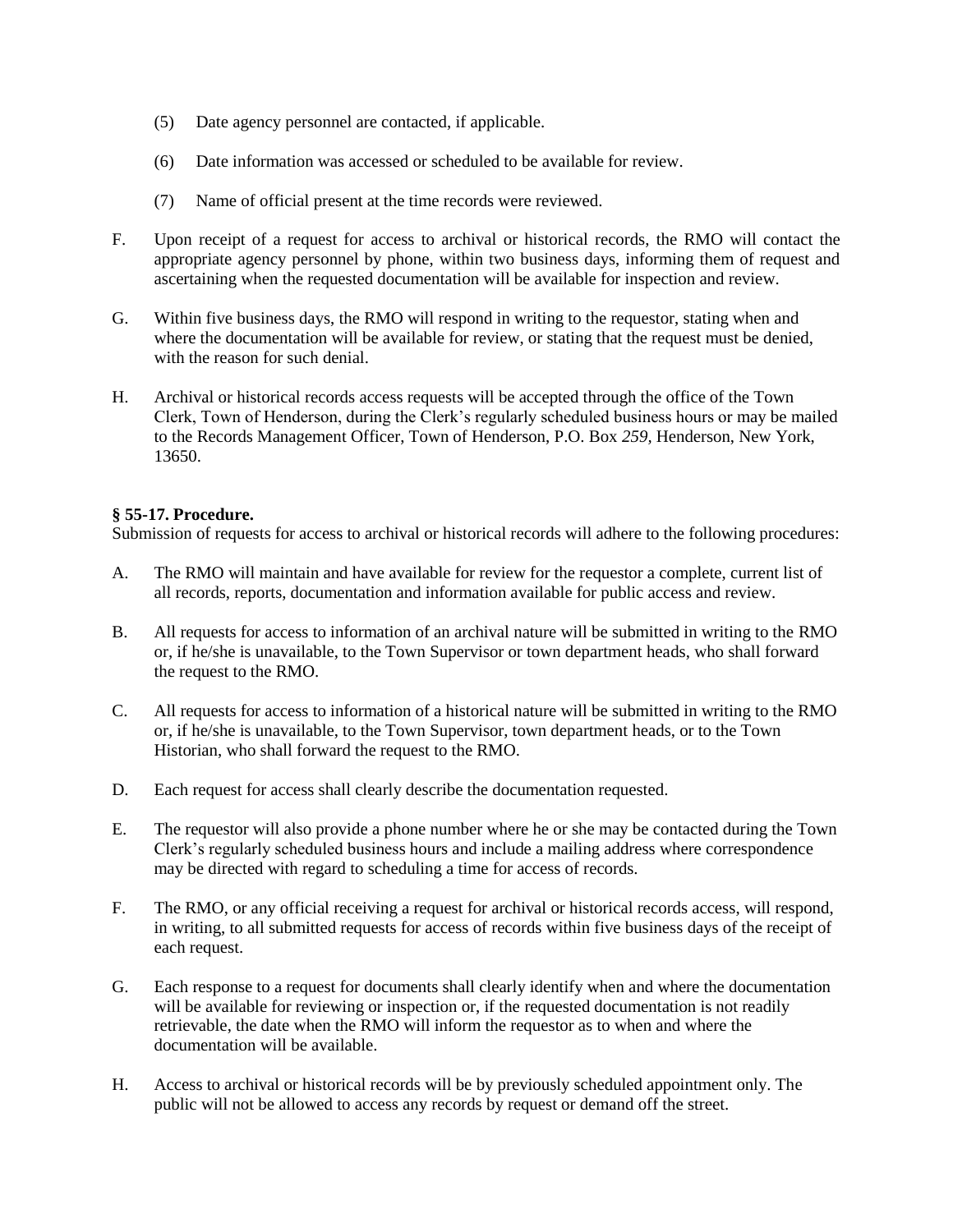(5) Date agency personnel are contacted, if applicable.

(6) Date information was accessed or scheduled to be available for review.

(7) Name of official present at the time records were reviewed.

F. Upon receipt of a request for access to archival or historical records, the RMO will contact the appropriate agency personnel by phone, within two business days, informing them of request and ascertaining when the requested documentation will be available for inspection and review.

G. Within five business days, the RMO will respond in writing to the requestor, stating when and where the documentation will be available for review, or stating that the request must be denied, with the reason for such denial.

H. Archival or historical records access requests will be accepted through the office of the Town Clerk, Town of Henderson, during the Clerk's regularly scheduled business hours or may be mailed to the Records Management Officer, Town of Henderson, P.O. Box *259,* Henderson, New York, 13650.

**§ 55-17. Procedure.**

Submission of requests for access to archival or historical records will adhere to the following procedures:

A. The RMO will maintain and have available for review for the requestor a complete, current list of all records, reports, documentation and information available for public access and review.

B. All requests for access to information of an archival nature will be submitted in writing to the RMO or, if he/she is unavailable, to the Town Supervisor or town department heads, who shall forward the request to the RMO.

C. All requests for access to information of a historical nature will be submitted in writing to the RMO or, if he/she is unavailable, to the Town Supervisor, town department heads, or to the Town Historian, who shall forward the request to the RMO.

D. Each request for access shall clearly describe the documentation requested.

E. The requestor will also provide a phone number where he or she may be contacted during the Town Clerk's regularly scheduled business hours and include a mailing address where correspondence may be directed with regard to scheduling a time for access of records.

F. The RMO, or any official receiving a request for archival or historical records access, will respond, in writing, to all submitted requests for access of records within five business days of the receipt of each request.

G. Each response to a request for documents shall clearly identify when and where the documentation will be available for reviewing or inspection or, if the requested documentation is not readily retrievable, the date when the RMO will inform the requestor as to when and where the documentation will be available.

H. Access to archival or historical records will be by previously scheduled appointment only. The public will not be allowed to access any records by request or demand off the street.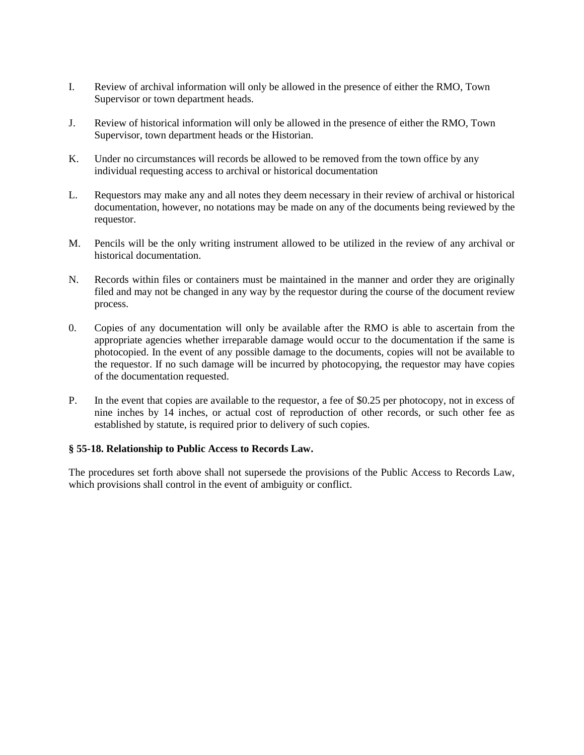I. Review of archival information will only be allowed in the presence of either the RMO, Town Supervisor or town department heads.

J. Review of historical information will only be allowed in the presence of either the RMO, Town Supervisor, town department heads or the Historian.

K. Under no circumstances will records be allowed to be removed from the town office by any individual requesting access to archival or historical documentation

L. Requestors may make any and all notes they deem necessary in their review of archival or historical documentation, however, no notations may be made on any of the documents being reviewed by the requestor.

M. Pencils will be the only writing instrument allowed to be utilized in the review of any archival or historical documentation.

N. Records within files or containers must be maintained in the manner and order they are originally filed and may not be changed in any way by the requestor during the course of the document review process.

0. Copies of any documentation will only be available after the RMO is able to ascertain from the appropriate agencies whether irreparable damage would occur to the documentation if the same is photocopied. In the event of any possible damage to the documents, copies will not be available to the requestor. If no such damage will be incurred by photocopying, the requestor may have copies of the documentation requested.

P. In the event that copies are available to the requestor, a fee of $0.25 per photocopy, not in excess of nine inches by 14 inches, or actual cost of reproduction of other records, or such other fee as established by statute, is required prior to delivery of such copies.

**§ 55-18. Relationship to Public Access to Records Law.**

The procedures set forth above shall not supersede the provisions of the Public Access to Records Law, which provisions shall control in the event of ambiguity or conflict.